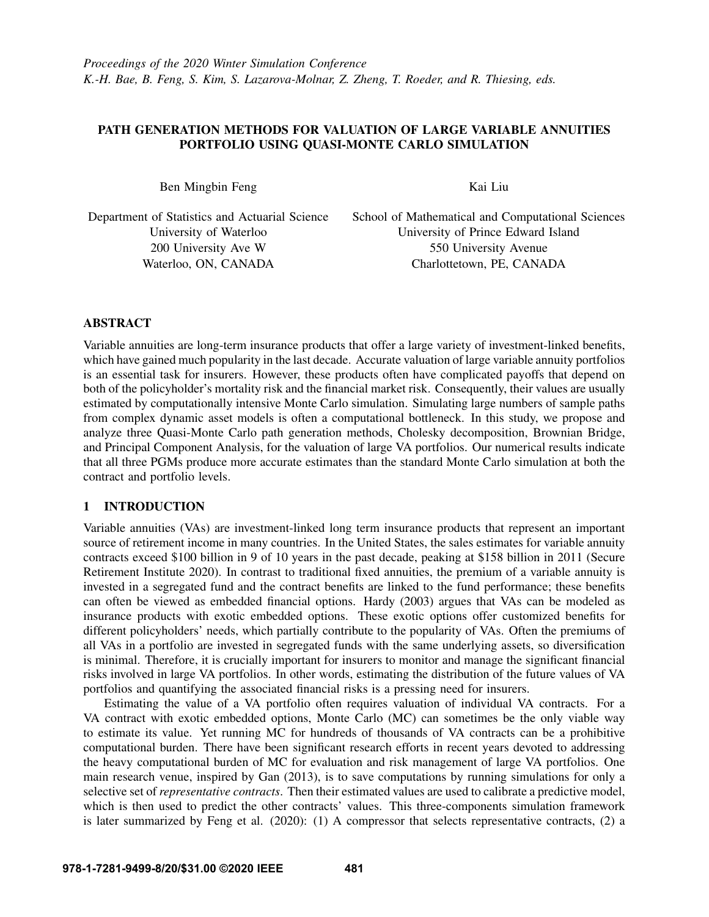*Proceedings of the 2020 Winter Simulation Conference*
*K.-H. Bae, B. Feng, S. Kim, S. Lazarova-Molnar, Z. Zheng, T. Roeder, and R. Thiesing, eds.*

# PATH GENERATION METHODS FOR VALUATION OF LARGE VARIABLE ANNUITIES PORTFOLIO USING QUASI-MONTE CARLO SIMULATION

Ben Mingbin Feng

Department of Statistics and Actuarial Science
University of Waterloo
200 University Ave W
Waterloo, ON, CANADA

Kai Liu

School of Mathematical and Computational Sciences
University of Prince Edward Island
550 University Avenue
Charlottetown, PE, CANADA

## ABSTRACT

Variable annuities are long-term insurance products that offer a large variety of investment-linked benefits, which have gained much popularity in the last decade. Accurate valuation of large variable annuity portfolios is an essential task for insurers. However, these products often have complicated payoffs that depend on both of the policyholder's mortality risk and the financial market risk. Consequently, their values are usually estimated by computationally intensive Monte Carlo simulation. Simulating large numbers of sample paths from complex dynamic asset models is often a computational bottleneck. In this study, we propose and analyze three Quasi-Monte Carlo path generation methods, Cholesky decomposition, Brownian Bridge, and Principal Component Analysis, for the valuation of large VA portfolios. Our numerical results indicate that all three PGMs produce more accurate estimates than the standard Monte Carlo simulation at both the contract and portfolio levels.

## 1 INTRODUCTION

Variable annuities (VAs) are investment-linked long term insurance products that represent an important source of retirement income in many countries. In the United States, the sales estimates for variable annuity contracts exceed \$100 billion in 9 of 10 years in the past decade, peaking at \$158 billion in 2011 (Secure Retirement Institute 2020). In contrast to traditional fixed annuities, the premium of a variable annuity is invested in a segregated fund and the contract benefits are linked to the fund performance; these benefits can often be viewed as embedded financial options. Hardy (2003) argues that VAs can be modeled as insurance products with exotic embedded options. These exotic options offer customized benefits for different policyholders' needs, which partially contribute to the popularity of VAs. Often the premiums of all VAs in a portfolio are invested in segregated funds with the same underlying assets, so diversification is minimal. Therefore, it is crucially important for insurers to monitor and manage the significant financial risks involved in large VA portfolios. In other words, estimating the distribution of the future values of VA portfolios and quantifying the associated financial risks is a pressing need for insurers.

Estimating the value of a VA portfolio often requires valuation of individual VA contracts. For a VA contract with exotic embedded options, Monte Carlo (MC) can sometimes be the only viable way to estimate its value. Yet running MC for hundreds of thousands of VA contracts can be a prohibitive computational burden. There have been significant research efforts in recent years devoted to addressing the heavy computational burden of MC for evaluation and risk management of large VA portfolios. One main research venue, inspired by Gan (2013), is to save computations by running simulations for only a selective set of *representative contracts*. Then their estimated values are used to calibrate a predictive model, which is then used to predict the other contracts' values. This three-components simulation framework is later summarized by Feng et al. (2020): (1) A compressor that selects representative contracts, (2) a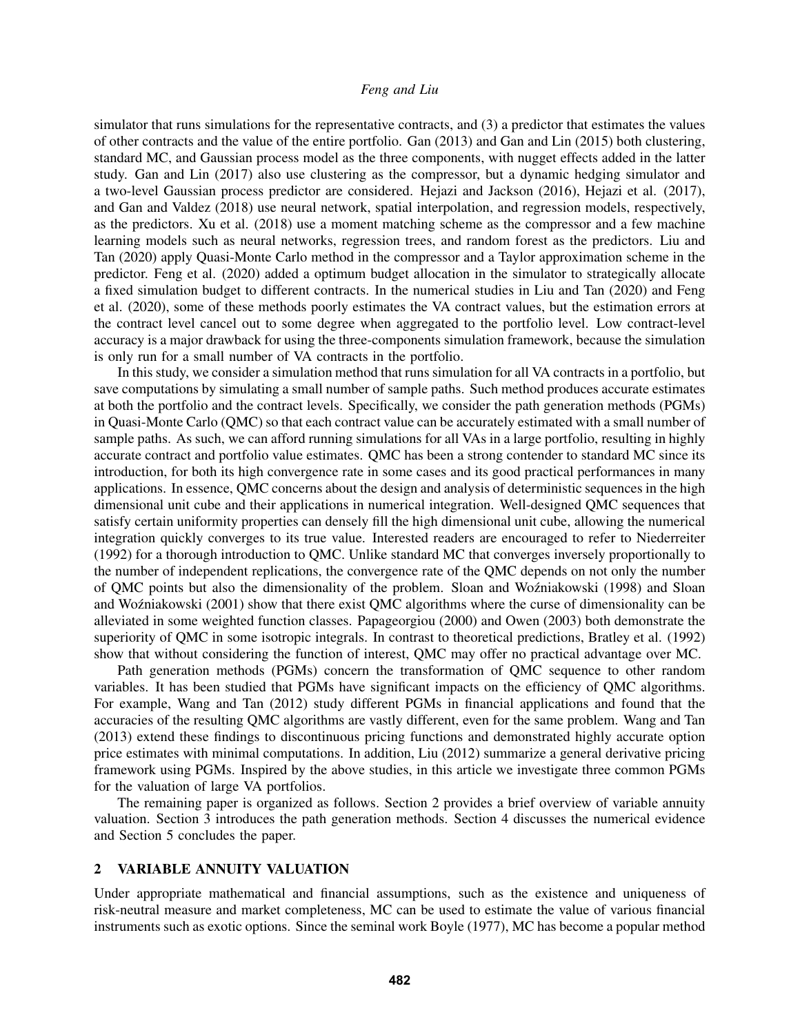simulator that runs simulations for the representative contracts, and (3) a predictor that estimates the values of other contracts and the value of the entire portfolio. Gan (2013) and Gan and Lin (2015) both clustering, standard MC, and Gaussian process model as the three components, with nugget effects added in the latter study. Gan and Lin (2017) also use clustering as the compressor, but a dynamic hedging simulator and a two-level Gaussian process predictor are considered. Hejazi and Jackson (2016), Hejazi et al. (2017), and Gan and Valdez (2018) use neural network, spatial interpolation, and regression models, respectively, as the predictors. Xu et al. (2018) use a moment matching scheme as the compressor and a few machine learning models such as neural networks, regression trees, and random forest as the predictors. Liu and Tan (2020) apply Quasi-Monte Carlo method in the compressor and a Taylor approximation scheme in the predictor. Feng et al. (2020) added a optimum budget allocation in the simulator to strategically allocate a fixed simulation budget to different contracts. In the numerical studies in Liu and Tan (2020) and Feng et al. (2020), some of these methods poorly estimates the VA contract values, but the estimation errors at the contract level cancel out to some degree when aggregated to the portfolio level. Low contract-level accuracy is a major drawback for using the three-components simulation framework, because the simulation is only run for a small number of VA contracts in the portfolio.

In this study, we consider a simulation method that runs simulation for all VA contracts in a portfolio, but save computations by simulating a small number of sample paths. Such method produces accurate estimates at both the portfolio and the contract levels. Specifically, we consider the path generation methods (PGMs) in Quasi-Monte Carlo (QMC) so that each contract value can be accurately estimated with a small number of sample paths. As such, we can afford running simulations for all VAs in a large portfolio, resulting in highly accurate contract and portfolio value estimates. QMC has been a strong contender to standard MC since its introduction, for both its high convergence rate in some cases and its good practical performances in many applications. In essence, QMC concerns about the design and analysis of deterministic sequences in the high dimensional unit cube and their applications in numerical integration. Well-designed QMC sequences that satisfy certain uniformity properties can densely fill the high dimensional unit cube, allowing the numerical integration quickly converges to its true value. Interested readers are encouraged to refer to Niederreiter (1992) for a thorough introduction to QMC. Unlike standard MC that converges inversely proportionally to the number of independent replications, the convergence rate of the QMC depends on not only the number of QMC points but also the dimensionality of the problem. Sloan and Woźniakowski (1998) and Sloan and Woźniakowski (2001) show that there exist QMC algorithms where the curse of dimensionality can be alleviated in some weighted function classes. Papageorgiou (2000) and Owen (2003) both demonstrate the superiority of QMC in some isotropic integrals. In contrast to theoretical predictions, Bratley et al. (1992) show that without considering the function of interest, QMC may offer no practical advantage over MC.

Path generation methods (PGMs) concern the transformation of QMC sequence to other random variables. It has been studied that PGMs have significant impacts on the efficiency of QMC algorithms. For example, Wang and Tan (2012) study different PGMs in financial applications and found that the accuracies of the resulting QMC algorithms are vastly different, even for the same problem. Wang and Tan (2013) extend these findings to discontinuous pricing functions and demonstrated highly accurate option price estimates with minimal computations. In addition, Liu (2012) summarize a general derivative pricing framework using PGMs. Inspired by the above studies, in this article we investigate three common PGMs for the valuation of large VA portfolios.

The remaining paper is organized as follows. Section 2 provides a brief overview of variable annuity valuation. Section 3 introduces the path generation methods. Section 4 discusses the numerical evidence and Section 5 concludes the paper.

## 2 VARIABLE ANNUITY VALUATION

Under appropriate mathematical and financial assumptions, such as the existence and uniqueness of risk-neutral measure and market completeness, MC can be used to estimate the value of various financial instruments such as exotic options. Since the seminal work Boyle (1977), MC has become a popular method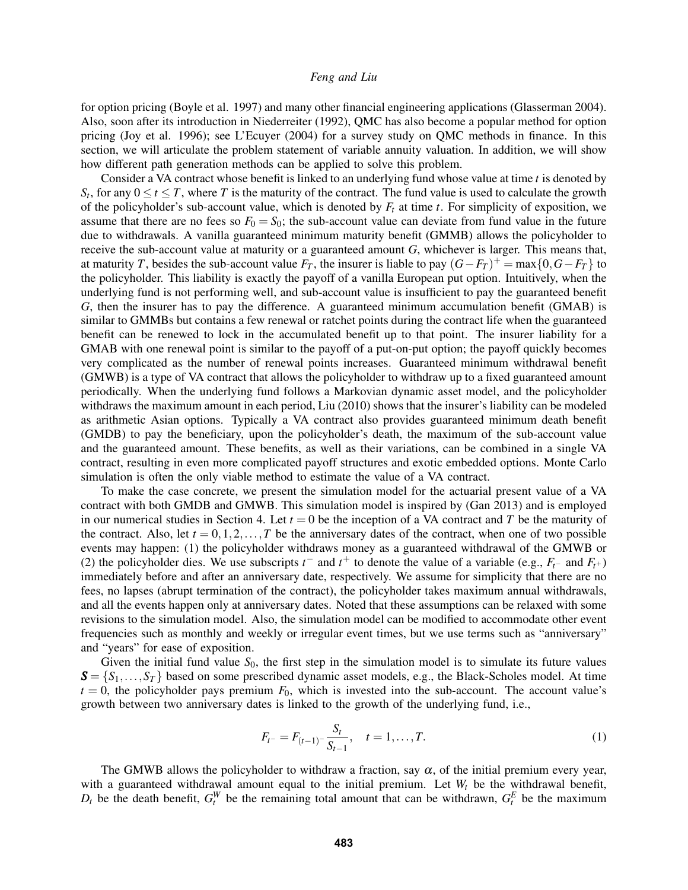for option pricing (Boyle et al. 1997) and many other financial engineering applications (Glasserman 2004). Also, soon after its introduction in Niederreiter (1992), QMC has also become a popular method for option pricing (Joy et al. 1996); see L'Ecuyer (2004) for a survey study on QMC methods in finance. In this section, we will articulate the problem statement of variable annuity valuation. In addition, we will show how different path generation methods can be applied to solve this problem.

Consider a VA contract whose benefit is linked to an underlying fund whose value at time $t$ is denoted by $S_t$, for any $0 \leq t \leq T$, where $T$ is the maturity of the contract. The fund value is used to calculate the growth of the policyholder's sub-account value, which is denoted by $F_t$ at time $t$. For simplicity of exposition, we assume that there are no fees so $F_0 = S_0$; the sub-account value can deviate from fund value in the future due to withdrawals. A vanilla guaranteed minimum maturity benefit (GMMB) allows the policyholder to receive the sub-account value at maturity or a guaranteed amount $G$, whichever is larger. This means that, at maturity $T$, besides the sub-account value $F_T$, the insurer is liable to pay $(G-F_T)^+ = \max\{0, G-F_T\}$ to the policyholder. This liability is exactly the payoff of a vanilla European put option. Intuitively, when the underlying fund is not performing well, and sub-account value is insufficient to pay the guaranteed benefit $G$, then the insurer has to pay the difference. A guaranteed minimum accumulation benefit (GMAB) is similar to GMMBs but contains a few renewal or ratchet points during the contract life when the guaranteed benefit can be renewed to lock in the accumulated benefit up to that point. The insurer liability for a GMAB with one renewal point is similar to the payoff of a put-on-put option; the payoff quickly becomes very complicated as the number of renewal points increases. Guaranteed minimum withdrawal benefit (GMWB) is a type of VA contract that allows the policyholder to withdraw up to a fixed guaranteed amount periodically. When the underlying fund follows a Markovian dynamic asset model, and the policyholder withdraws the maximum amount in each period, Liu (2010) shows that the insurer's liability can be modeled as arithmetic Asian options. Typically a VA contract also provides guaranteed minimum death benefit (GMDB) to pay the beneficiary, upon the policyholder's death, the maximum of the sub-account value and the guaranteed amount. These benefits, as well as their variations, can be combined in a single VA contract, resulting in even more complicated payoff structures and exotic embedded options. Monte Carlo simulation is often the only viable method to estimate the value of a VA contract.

To make the case concrete, we present the simulation model for the actuarial present value of a VA contract with both GMDB and GMWB. This simulation model is inspired by (Gan 2013) and is employed in our numerical studies in Section 4. Let $t = 0$ be the inception of a VA contract and $T$ be the maturity of the contract. Also, let $t = 0, 1, 2, \ldots, T$ be the anniversary dates of the contract, when one of two possible events may happen: (1) the policyholder withdraws money as a guaranteed withdrawal of the GMWB or (2) the policyholder dies. We use subscripts $t^-$ and $t^+$ to denote the value of a variable (e.g., $F_{t^-}$ and $F_{t^+}$) immediately before and after an anniversary date, respectively. We assume for simplicity that there are no fees, no lapses (abrupt termination of the contract), the policyholder takes maximum annual withdrawals, and all the events happen only at anniversary dates. Noted that these assumptions can be relaxed with some revisions to the simulation model. Also, the simulation model can be modified to accommodate other event frequencies such as monthly and weekly or irregular event times, but we use terms such as "anniversary" and "years" for ease of exposition.

Given the initial fund value $S_0$, the first step in the simulation model is to simulate its future values $\boldsymbol{S} = \{S_1, \ldots, S_T\}$ based on some prescribed dynamic asset models, e.g., the Black-Scholes model. At time $t = 0$, the policyholder pays premium $F_0$, which is invested into the sub-account. The account value's growth between two anniversary dates is linked to the growth of the underlying fund, i.e.,

$$F_{t^-} = F_{(t-1)^-} \frac{S_t}{S_{t-1}}, \quad t = 1, \ldots, T. \tag{1}$$

The GMWB allows the policyholder to withdraw a fraction, say $\alpha$, of the initial premium every year, with a guaranteed withdrawal amount equal to the initial premium. Let $W_t$ be the withdrawal benefit, $D_t$ be the death benefit, $G_t^W$ be the remaining total amount that can be withdrawn, $G_t^E$ be the maximum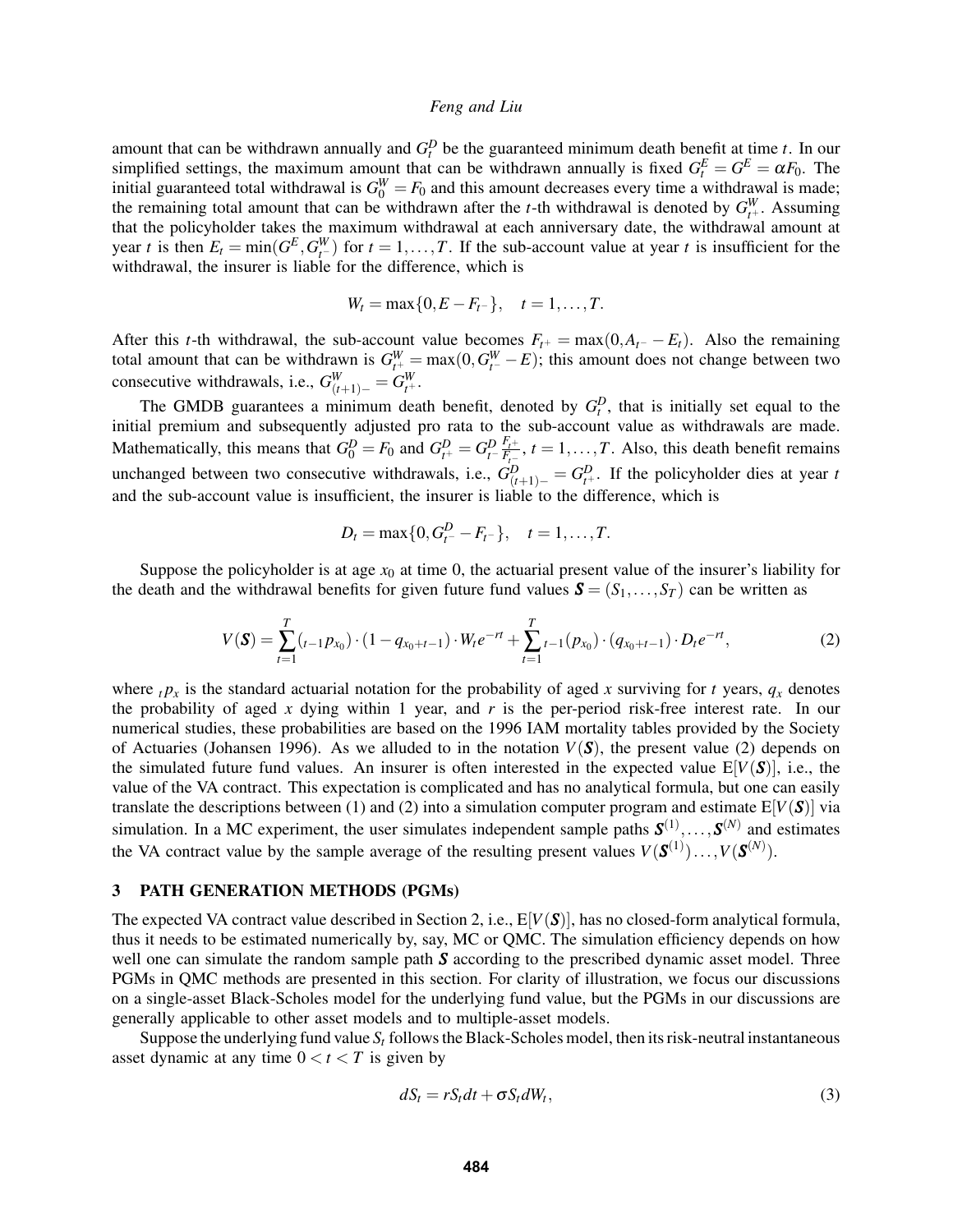amount that can be withdrawn annually and $G_t^D$ be the guaranteed minimum death benefit at time $t$. In our simplified settings, the maximum amount that can be withdrawn annually is fixed $G_t^E = G^E = \alpha F_0$. The initial guaranteed total withdrawal is $G_0^W = F_0$ and this amount decreases every time a withdrawal is made; the remaining total amount that can be withdrawn after the $t$-th withdrawal is denoted by $G_{t^+}^W$. Assuming that the policyholder takes the maximum withdrawal at each anniversary date, the withdrawal amount at year $t$ is then $E_t = \min(G^E, G_{t^-}^W)$ for $t = 1, \ldots, T$. If the sub-account value at year $t$ is insufficient for the withdrawal, the insurer is liable for the difference, which is

$$W_t = \max\{0, E - F_{t^-}\}, \quad t = 1, \ldots, T.$$

After this $t$-th withdrawal, the sub-account value becomes $F_{t^+} = \max(0, A_{t^-} - E_t)$. Also the remaining total amount that can be withdrawn is $G_{t^+}^W = \max(0, G_{t^-}^W - E)$; this amount does not change between two consecutive withdrawals, i.e., $G_{(t+1)-}^W = G_{t^+}^W$.

The GMDB guarantees a minimum death benefit, denoted by $G_t^D$, that is initially set equal to the initial premium and subsequently adjusted pro rata to the sub-account value as withdrawals are made. Mathematically, this means that $G_0^D = F_0$ and $G_{t^+}^D = G_{t^-}^D \frac{F_{t^+}}{F_{t^-}}$, $t = 1, \ldots, T$. Also, this death benefit remains unchanged between two consecutive withdrawals, i.e., $G_{(t+1)-}^D = G_{t^+}^D$. If the policyholder dies at year $t$ and the sub-account value is insufficient, the insurer is liable to the difference, which is

$$D_t = \max\{0, G_{t^-}^D - F_{t^-}\}, \quad t = 1, \ldots, T.$$

Suppose the policyholder is at age $x_0$ at time 0, the actuarial present value of the insurer's liability for the death and the withdrawal benefits for given future fund values $\boldsymbol{S} = (S_1, \ldots, S_T)$ can be written as

$$V(\boldsymbol{S}) = \sum_{t=1}^{T} ({}_{t-1}p_{x_0}) \cdot (1 - q_{x_0+t-1}) \cdot W_t e^{-rt} + \sum_{t=1}^{T} {}_{t-1}(p_{x_0}) \cdot (q_{x_0+t-1}) \cdot D_t e^{-rt}, \tag{2}$$

where ${}_tp_x$ is the standard actuarial notation for the probability of aged $x$ surviving for $t$ years, $q_x$ denotes the probability of aged $x$ dying within 1 year, and $r$ is the per-period risk-free interest rate. In our numerical studies, these probabilities are based on the 1996 IAM mortality tables provided by the Society of Actuaries (Johansen 1996). As we alluded to in the notation $V(\boldsymbol{S})$, the present value (2) depends on the simulated future fund values. An insurer is often interested in the expected value $\mathrm{E}[V(\boldsymbol{S})]$, i.e., the value of the VA contract. This expectation is complicated and has no analytical formula, but one can easily translate the descriptions between (1) and (2) into a simulation computer program and estimate $\mathrm{E}[V(\boldsymbol{S})]$ via simulation. In a MC experiment, the user simulates independent sample paths $\boldsymbol{S}^{(1)}, \ldots, \boldsymbol{S}^{(N)}$ and estimates the VA contract value by the sample average of the resulting present values $V(\boldsymbol{S}^{(1)}) \ldots, V(\boldsymbol{S}^{(N)})$.

## 3 PATH GENERATION METHODS (PGMs)

The expected VA contract value described in Section 2, i.e., $\mathrm{E}[V(\boldsymbol{S})]$, has no closed-form analytical formula, thus it needs to be estimated numerically by, say, MC or QMC. The simulation efficiency depends on how well one can simulate the random sample path $\boldsymbol{S}$ according to the prescribed dynamic asset model. Three PGMs in QMC methods are presented in this section. For clarity of illustration, we focus our discussions on a single-asset Black-Scholes model for the underlying fund value, but the PGMs in our discussions are generally applicable to other asset models and to multiple-asset models.

Suppose the underlying fund value $S_t$ follows the Black-Scholes model, then its risk-neutral instantaneous asset dynamic at any time $0 < t < T$ is given by

$$dS_t = rS_t dt + \sigma S_t dW_t, \tag{3}$$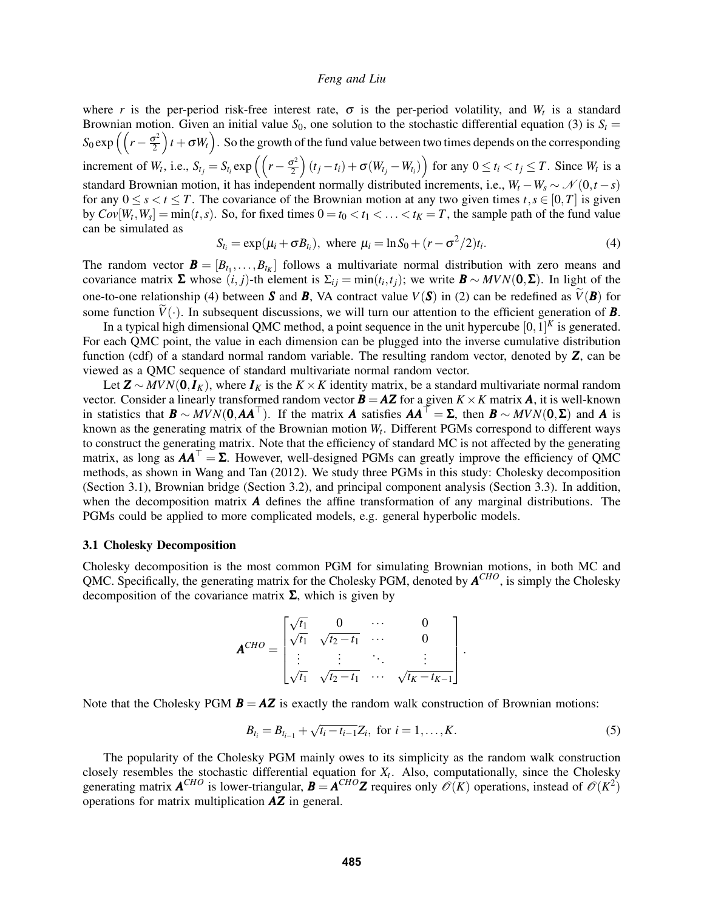where $r$ is the per-period risk-free interest rate, $\sigma$ is the per-period volatility, and $W_t$ is a standard Brownian motion. Given an initial value $S_0$, one solution to the stochastic differential equation (3) is $S_t = S_0 \exp\left(\left(r - \frac{\sigma^2}{2}\right)t + \sigma W_t\right)$. So the growth of the fund value between two times depends on the corresponding increment of $W_t$, i.e., $S_{t_j} = S_{t_i} \exp\left(\left(r - \frac{\sigma^2}{2}\right)(t_j - t_i) + \sigma(W_{t_j} - W_{t_i})\right)$ for any $0 \le t_i < t_j \le T$. Since $W_t$ is a standard Brownian motion, it has independent normally distributed increments, i.e., $W_t - W_s \sim \mathcal{N}(0, t-s)$ for any $0 \le s < t \le T$. The covariance of the Brownian motion at any two given times $t, s \in [0, T]$ is given by $Cov[W_t, W_s] = \min(t, s)$. So, for fixed times $0 = t_0 < t_1 < \ldots < t_K = T$, the sample path of the fund value can be simulated as

$$S_{t_i} = \exp(\mu_i + \sigma B_{t_i}), \text{ where } \mu_i = \ln S_0 + (r - \sigma^2/2)t_i. \tag{4}$$

The random vector $\boldsymbol{B} = [B_{t_1}, \ldots, B_{t_K}]$ follows a multivariate normal distribution with zero means and covariance matrix $\boldsymbol{\Sigma}$ whose $(i,j)$-th element is $\Sigma_{ij} = \min(t_i, t_j)$; we write $\boldsymbol{B} \sim MVN(\boldsymbol{0}, \boldsymbol{\Sigma})$. In light of the one-to-one relationship (4) between $\boldsymbol{S}$ and $\boldsymbol{B}$, VA contract value $V(\boldsymbol{S})$ in (2) can be redefined as $\widetilde{V}(\boldsymbol{B})$ for some function $\widetilde{V}(\cdot)$. In subsequent discussions, we will turn our attention to the efficient generation of $\boldsymbol{B}$.

In a typical high dimensional QMC method, a point sequence in the unit hypercube $[0,1]^K$ is generated. For each QMC point, the value in each dimension can be plugged into the inverse cumulative distribution function (cdf) of a standard normal random variable. The resulting random vector, denoted by $\boldsymbol{Z}$, can be viewed as a QMC sequence of standard multivariate normal random vector.

Let $\boldsymbol{Z} \sim MVN(\boldsymbol{0}, \boldsymbol{I}_K)$, where $\boldsymbol{I}_K$ is the $K \times K$ identity matrix, be a standard multivariate normal random vector. Consider a linearly transformed random vector $\boldsymbol{B} = \boldsymbol{A}\boldsymbol{Z}$ for a given $K \times K$ matrix $\boldsymbol{A}$, it is well-known in statistics that $\boldsymbol{B} \sim MVN(\boldsymbol{0}, \boldsymbol{A}\boldsymbol{A}^\top)$. If the matrix $\boldsymbol{A}$ satisfies $\boldsymbol{A}\boldsymbol{A}^\top = \boldsymbol{\Sigma}$, then $\boldsymbol{B} \sim MVN(\boldsymbol{0}, \boldsymbol{\Sigma})$ and $\boldsymbol{A}$ is known as the generating matrix of the Brownian motion $W_t$. Different PGMs correspond to different ways to construct the generating matrix. Note that the efficiency of standard MC is not affected by the generating matrix, as long as $\boldsymbol{A}\boldsymbol{A}^\top = \boldsymbol{\Sigma}$. However, well-designed PGMs can greatly improve the efficiency of QMC methods, as shown in Wang and Tan (2012). We study three PGMs in this study: Cholesky decomposition (Section 3.1), Brownian bridge (Section 3.2), and principal component analysis (Section 3.3). In addition, when the decomposition matrix $\boldsymbol{A}$ defines the affine transformation of any marginal distributions. The PGMs could be applied to more complicated models, e.g. general hyperbolic models.

### 3.1 Cholesky Decomposition

Cholesky decomposition is the most common PGM for simulating Brownian motions, in both MC and QMC. Specifically, the generating matrix for the Cholesky PGM, denoted by $\boldsymbol{A}^{CHO}$, is simply the Cholesky decomposition of the covariance matrix $\boldsymbol{\Sigma}$, which is given by

$$\boldsymbol{A}^{CHO} = \begin{bmatrix} \sqrt{t_1} & 0 & \cdots & 0 \\ \sqrt{t_1} & \sqrt{t_2 - t_1} & \cdots & 0 \\ \vdots & \vdots & \ddots & \vdots \\ \sqrt{t_1} & \sqrt{t_2 - t_1} & \cdots & \sqrt{t_K - t_{K-1}} \end{bmatrix}.$$

Note that the Cholesky PGM $\boldsymbol{B} = \boldsymbol{A}\boldsymbol{Z}$ is exactly the random walk construction of Brownian motions:

$$B_{t_i} = B_{t_{i-1}} + \sqrt{t_i - t_{i-1}} Z_i, \text{ for } i = 1, \ldots, K. \tag{5}$$

The popularity of the Cholesky PGM mainly owes to its simplicity as the random walk construction closely resembles the stochastic differential equation for $X_t$. Also, computationally, since the Cholesky generating matrix $\boldsymbol{A}^{CHO}$ is lower-triangular, $\boldsymbol{B} = \boldsymbol{A}^{CHO}\boldsymbol{Z}$ requires only $\mathcal{O}(K)$ operations, instead of $\mathcal{O}(K^2)$ operations for matrix multiplication $\boldsymbol{A}\boldsymbol{Z}$ in general.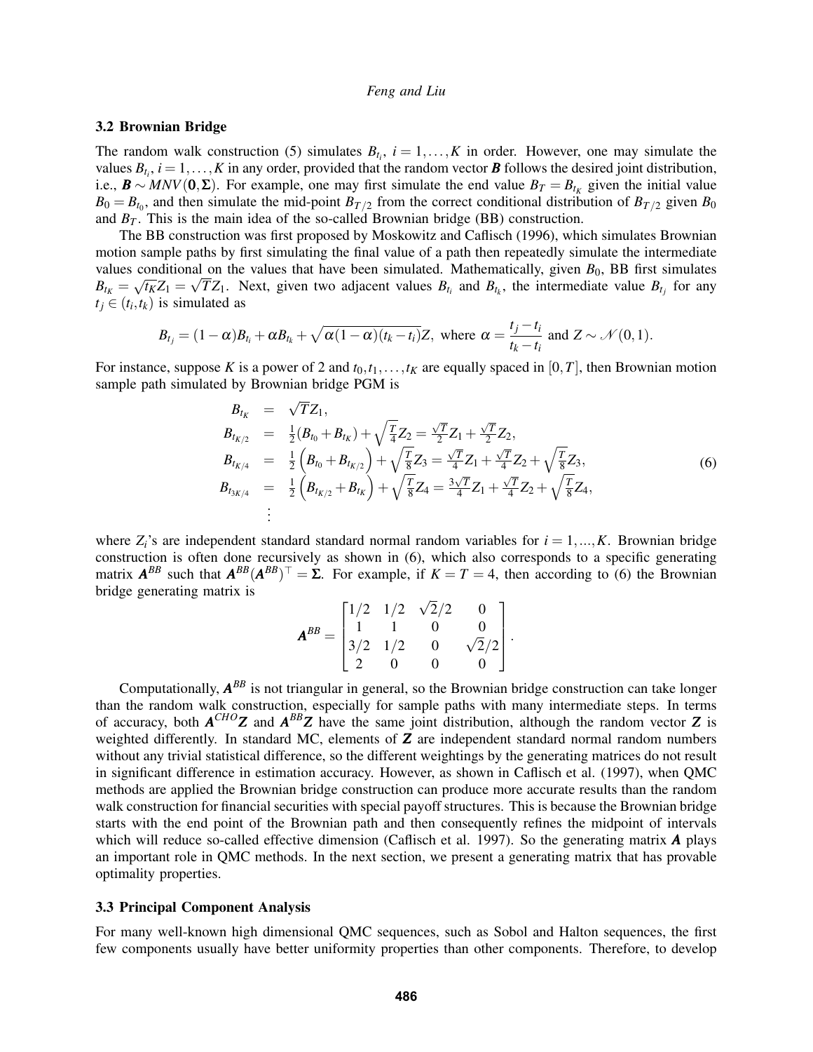### 3.2 Brownian Bridge

The random walk construction (5) simulates $B_{t_i},\ i = 1, \dots, K$ in order. However, one may simulate the values $B_{t_i},\ i = 1, \dots, K$ in any order, provided that the random vector $\boldsymbol{B}$ follows the desired joint distribution, i.e., $\boldsymbol{B} \sim MNV(\boldsymbol{0}, \boldsymbol{\Sigma})$. For example, one may first simulate the end value $B_T = B_{t_K}$ given the initial value $B_0 = B_{t_0}$, and then simulate the mid-point $B_{T/2}$ from the correct conditional distribution of $B_{T/2}$ given $B_0$ and $B_T$. This is the main idea of the so-called Brownian bridge (BB) construction.

The BB construction was first proposed by Moskowitz and Caflisch (1996), which simulates Brownian motion sample paths by first simulating the final value of a path then repeatedly simulate the intermediate values conditional on the values that have been simulated. Mathematically, given $B_0$, BB first simulates $B_{t_K} = \sqrt{t_K} Z_1 = \sqrt{T} Z_1$. Next, given two adjacent values $B_{t_i}$ and $B_{t_k}$, the intermediate value $B_{t_j}$ for any $t_j \in (t_i, t_k)$ is simulated as

$$B_{t_j} = (1-\alpha) B_{t_i} + \alpha B_{t_k} + \sqrt{\alpha(1-\alpha)(t_k - t_i)} Z, \text{ where } \alpha = \frac{t_j - t_i}{t_k - t_i} \text{ and } Z \sim \mathcal{N}(0,1).$$

For instance, suppose $K$ is a power of 2 and $t_0, t_1, \dots, t_K$ are equally spaced in $[0, T]$, then Brownian motion sample path simulated by Brownian bridge PGM is

$$\begin{aligned}
B_{t_K} &= \sqrt{T} Z_1, \\
B_{t_{K/2}} &= \tfrac{1}{2}(B_{t_0} + B_{t_K}) + \sqrt{\tfrac{T}{4}} Z_2 = \tfrac{\sqrt{T}}{2} Z_1 + \tfrac{\sqrt{T}}{2} Z_2, \\
B_{t_{K/4}} &= \tfrac{1}{2}\left(B_{t_0} + B_{t_{K/2}}\right) + \sqrt{\tfrac{T}{8}} Z_3 = \tfrac{\sqrt{T}}{4} Z_1 + \tfrac{\sqrt{T}}{4} Z_2 + \sqrt{\tfrac{T}{8}} Z_3, \\
B_{t_{3K/4}} &= \tfrac{1}{2}\left(B_{t_{K/2}} + B_{t_K}\right) + \sqrt{\tfrac{T}{8}} Z_4 = \tfrac{3\sqrt{T}}{4} Z_1 + \tfrac{\sqrt{T}}{4} Z_2 + \sqrt{\tfrac{T}{8}} Z_4, \\
&\ \vdots
\end{aligned} \tag{6}$$

where $Z_i$'s are independent standard standard normal random variables for $i = 1, \dots, K$. Brownian bridge construction is often done recursively as shown in (6), which also corresponds to a specific generating matrix $\boldsymbol{A}^{BB}$ such that $\boldsymbol{A}^{BB} (\boldsymbol{A}^{BB})^\top = \boldsymbol{\Sigma}$. For example, if $K = T = 4$, then according to (6) the Brownian bridge generating matrix is

$$\boldsymbol{A}^{BB} = \begin{bmatrix} 1/2 & 1/2 & \sqrt{2}/2 & 0 \\ 1 & 1 & 0 & 0 \\ 3/2 & 1/2 & 0 & \sqrt{2}/2 \\ 2 & 0 & 0 & 0 \end{bmatrix}.$$

Computationally, $\boldsymbol{A}^{BB}$ is not triangular in general, so the Brownian bridge construction can take longer than the random walk construction, especially for sample paths with many intermediate steps. In terms of accuracy, both $\boldsymbol{A}^{CHO}\boldsymbol{Z}$ and $\boldsymbol{A}^{BB}\boldsymbol{Z}$ have the same joint distribution, although the random vector $\boldsymbol{Z}$ is weighted differently. In standard MC, elements of $\boldsymbol{Z}$ are independent standard normal random numbers without any trivial statistical difference, so the different weightings by the generating matrices do not result in significant difference in estimation accuracy. However, as shown in Caflisch et al. (1997), when QMC methods are applied the Brownian bridge construction can produce more accurate results than the random walk construction for financial securities with special payoff structures. This is because the Brownian bridge starts with the end point of the Brownian path and then consequently refines the midpoint of intervals which will reduce so-called effective dimension (Caflisch et al. 1997). So the generating matrix $\boldsymbol{A}$ plays an important role in QMC methods. In the next section, we present a generating matrix that has provable optimality properties.

### 3.3 Principal Component Analysis

For many well-known high dimensional QMC sequences, such as Sobol and Halton sequences, the first few components usually have better uniformity properties than other components. Therefore, to develop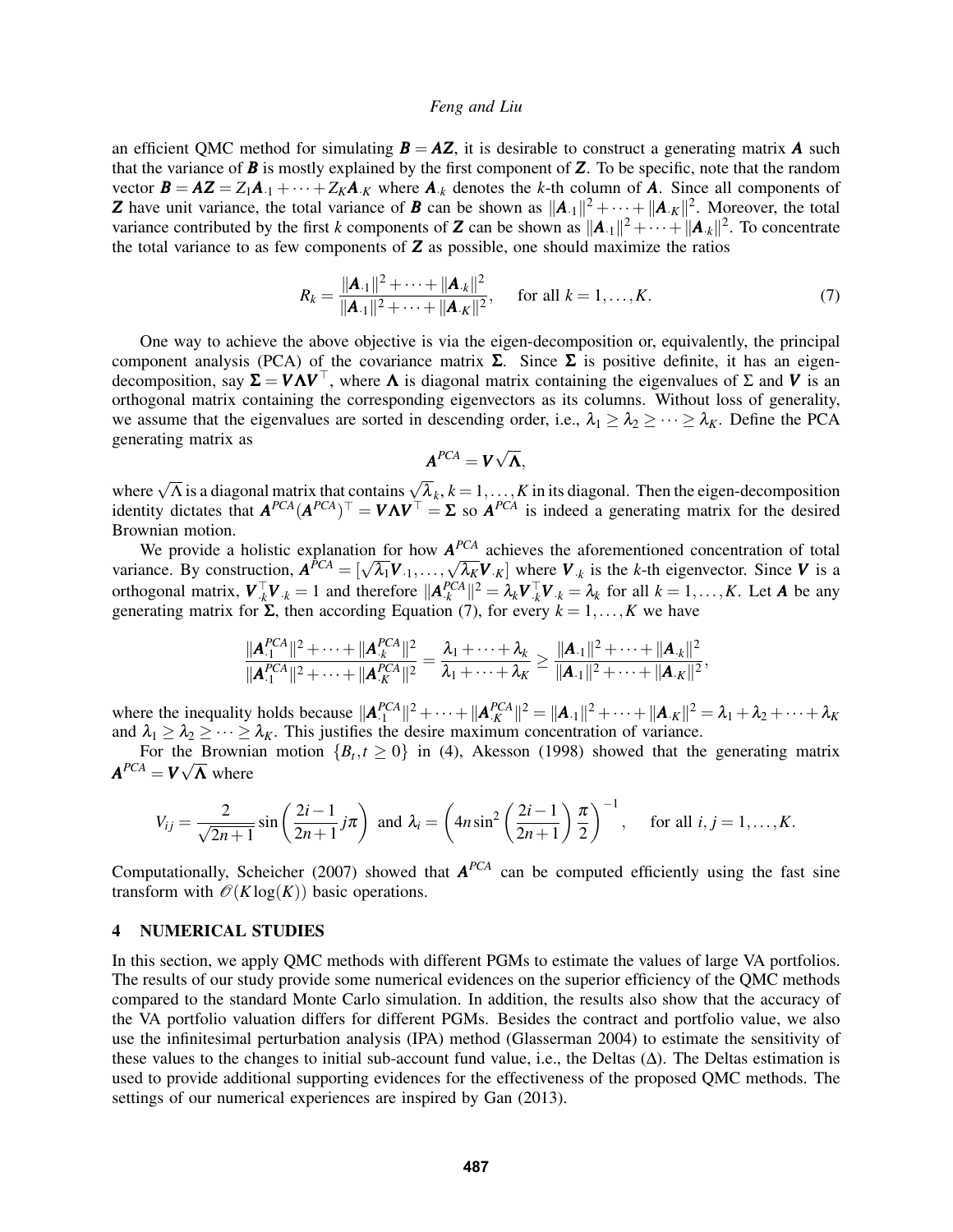an efficient QMC method for simulating $\boldsymbol{B} = \boldsymbol{A}\boldsymbol{Z}$, it is desirable to construct a generating matrix $\boldsymbol{A}$ such that the variance of $\boldsymbol{B}$ is mostly explained by the first component of $\boldsymbol{Z}$. To be specific, note that the random vector $\boldsymbol{B} = \boldsymbol{A}\boldsymbol{Z} = Z_1\boldsymbol{A}_{\cdot 1} + \cdots + Z_K\boldsymbol{A}_{\cdot K}$ where $\boldsymbol{A}_{\cdot k}$ denotes the $k$-th column of $\boldsymbol{A}$. Since all components of $\boldsymbol{Z}$ have unit variance, the total variance of $\boldsymbol{B}$ can be shown as $\|\boldsymbol{A}_{\cdot 1}\|^2 + \cdots + \|\boldsymbol{A}_{\cdot K}\|^2$. Moreover, the total variance contributed by the first $k$ components of $\boldsymbol{Z}$ can be shown as $\|\boldsymbol{A}_{\cdot 1}\|^2 + \cdots + \|\boldsymbol{A}_{\cdot k}\|^2$. To concentrate the total variance to as few components of $\boldsymbol{Z}$ as possible, one should maximize the ratios

$$R_k = \frac{\|\boldsymbol{A}_{\cdot 1}\|^2 + \cdots + \|\boldsymbol{A}_{\cdot k}\|^2}{\|\boldsymbol{A}_{\cdot 1}\|^2 + \cdots + \|\boldsymbol{A}_{\cdot K}\|^2}, \quad \text{for all } k = 1, \ldots, K. \tag{7}$$

One way to achieve the above objective is via the eigen-decomposition or, equivalently, the principal component analysis (PCA) of the covariance matrix $\boldsymbol{\Sigma}$. Since $\boldsymbol{\Sigma}$ is positive definite, it has an eigen-decomposition, say $\boldsymbol{\Sigma} = \boldsymbol{V}\boldsymbol{\Lambda}\boldsymbol{V}^\top$, where $\boldsymbol{\Lambda}$ is diagonal matrix containing the eigenvalues of $\Sigma$ and $\boldsymbol{V}$ is an orthogonal matrix containing the corresponding eigenvectors as its columns. Without loss of generality, we assume that the eigenvalues are sorted in descending order, i.e., $\lambda_1 \geq \lambda_2 \geq \cdots \geq \lambda_K$. Define the PCA generating matrix as

$$\boldsymbol{A}^{PCA} = \boldsymbol{V}\sqrt{\boldsymbol{\Lambda}},$$

where $\sqrt{\Lambda}$ is a diagonal matrix that contains $\sqrt{\lambda}_k, k = 1, \ldots, K$ in its diagonal. Then the eigen-decomposition identity dictates that $\boldsymbol{A}^{PCA}(\boldsymbol{A}^{PCA})^\top = \boldsymbol{V}\boldsymbol{\Lambda}\boldsymbol{V}^\top = \boldsymbol{\Sigma}$ so $\boldsymbol{A}^{PCA}$ is indeed a generating matrix for the desired Brownian motion.

We provide a holistic explanation for how $\boldsymbol{A}^{PCA}$ achieves the aforementioned concentration of total variance. By construction, $\boldsymbol{A}^{PCA} = [\sqrt{\lambda_1}\boldsymbol{V}_{\cdot 1}, \ldots, \sqrt{\lambda_K}\boldsymbol{V}_{\cdot K}]$ where $\boldsymbol{V}_{\cdot k}$ is the $k$-th eigenvector. Since $\boldsymbol{V}$ is a orthogonal matrix, $\boldsymbol{V}_{\cdot k}^\top \boldsymbol{V}_{\cdot k} = 1$ and therefore $\|\boldsymbol{A}_{\cdot k}^{PCA}\|^2 = \lambda_k \boldsymbol{V}_{\cdot k}^\top \boldsymbol{V}_{\cdot k} = \lambda_k$ for all $k = 1, \ldots, K$. Let $\boldsymbol{A}$ be any generating matrix for $\boldsymbol{\Sigma}$, then according Equation (7), for every $k = 1, \ldots, K$ we have

$$\frac{\|\boldsymbol{A}_{\cdot 1}^{PCA}\|^2 + \cdots + \|\boldsymbol{A}_{\cdot k}^{PCA}\|^2}{\|\boldsymbol{A}_{\cdot 1}^{PCA}\|^2 + \cdots + \|\boldsymbol{A}_{\cdot K}^{PCA}\|^2} = \frac{\lambda_1 + \cdots + \lambda_k}{\lambda_1 + \cdots + \lambda_K} \geq \frac{\|\boldsymbol{A}_{\cdot 1}\|^2 + \cdots + \|\boldsymbol{A}_{\cdot k}\|^2}{\|\boldsymbol{A}_{\cdot 1}\|^2 + \cdots + \|\boldsymbol{A}_{\cdot K}\|^2},$$

where the inequality holds because $\|\boldsymbol{A}_{\cdot 1}^{PCA}\|^2 + \cdots + \|\boldsymbol{A}_{\cdot K}^{PCA}\|^2 = \|\boldsymbol{A}_{\cdot 1}\|^2 + \cdots + \|\boldsymbol{A}_{\cdot K}\|^2 = \lambda_1 + \lambda_2 + \cdots + \lambda_K$ and $\lambda_1 \geq \lambda_2 \geq \cdots \geq \lambda_K$. This justifies the desire maximum concentration of variance.

For the Brownian motion $\{B_t, t \geq 0\}$ in (4), Akesson (1998) showed that the generating matrix $\boldsymbol{A}^{PCA} = \boldsymbol{V}\sqrt{\boldsymbol{\Lambda}}$ where

$$V_{ij} = \frac{2}{\sqrt{2n+1}} \sin\left(\frac{2i-1}{2n+1} j\pi\right) \text{ and } \lambda_i = \left(4n \sin^2\left(\frac{2i-1}{2n+1}\right)\frac{\pi}{2}\right)^{-1}, \quad \text{for all } i, j = 1, \ldots, K.$$

Computationally, Scheicher (2007) showed that $\boldsymbol{A}^{PCA}$ can be computed efficiently using the fast sine transform with $\mathcal{O}(K\log(K))$ basic operations.

## 4 NUMERICAL STUDIES

In this section, we apply QMC methods with different PGMs to estimate the values of large VA portfolios. The results of our study provide some numerical evidences on the superior efficiency of the QMC methods compared to the standard Monte Carlo simulation. In addition, the results also show that the accuracy of the VA portfolio valuation differs for different PGMs. Besides the contract and portfolio value, we also use the infinitesimal perturbation analysis (IPA) method (Glasserman 2004) to estimate the sensitivity of these values to the changes to initial sub-account fund value, i.e., the Deltas ($\Delta$). The Deltas estimation is used to provide additional supporting evidences for the effectiveness of the proposed QMC methods. The settings of our numerical experiences are inspired by Gan (2013).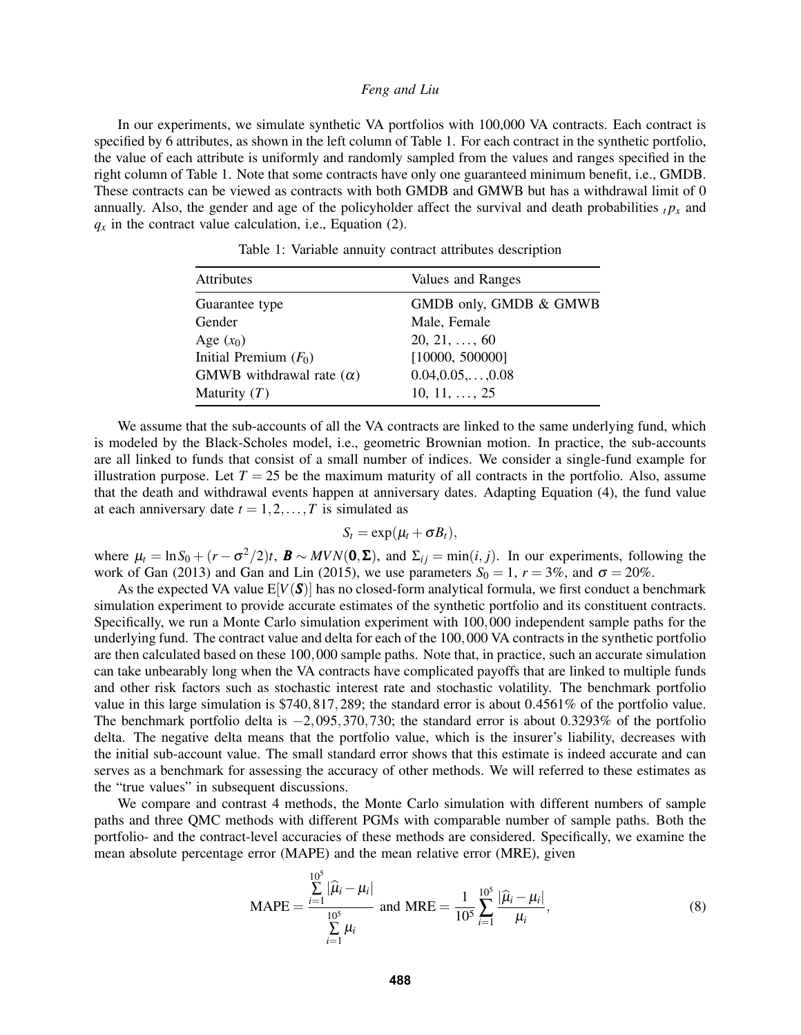In our experiments, we simulate synthetic VA portfolios with 100,000 VA contracts. Each contract is specified by 6 attributes, as shown in the left column of Table 1. For each contract in the synthetic portfolio, the value of each attribute is uniformly and randomly sampled from the values and ranges specified in the right column of Table 1. Note that some contracts have only one guaranteed minimum benefit, i.e., GMDB. These contracts can be viewed as contracts with both GMDB and GMWB but has a withdrawal limit of 0 annually. Also, the gender and age of the policyholder affect the survival and death probabilities ${}_tp_x$ and $q_x$ in the contract value calculation, i.e., Equation (2).

Table 1: Variable annuity contract attributes description

| Attributes | Values and Ranges |
|---|---|
| Guarantee type | GMDB only, GMDB & GMWB |
| Gender | Male, Female |
| Age ($x_0$) | $20, 21, \ldots, 60$ |
| Initial Premium ($F_0$) | [10000, 500000] |
| GMWB withdrawal rate ($\alpha$) | $0.04, 0.05, \ldots, 0.08$ |
| Maturity ($T$) | $10, 11, \ldots, 25$ |

We assume that the sub-accounts of all the VA contracts are linked to the same underlying fund, which is modeled by the Black-Scholes model, i.e., geometric Brownian motion. In practice, the sub-accounts are all linked to funds that consist of a small number of indices. We consider a single-fund example for illustration purpose. Let $T = 25$ be the maximum maturity of all contracts in the portfolio. Also, assume that the death and withdrawal events happen at anniversary dates. Adapting Equation (4), the fund value at each anniversary date $t = 1, 2, \ldots, T$ is simulated as

$$S_t = \exp(\mu_t + \sigma B_t),$$

where $\mu_t = \ln S_0 + (r - \sigma^2/2)t$, $\boldsymbol{B} \sim MVN(\boldsymbol{0}, \boldsymbol{\Sigma})$, and $\Sigma_{ij} = \min(i, j)$. In our experiments, following the work of Gan (2013) and Gan and Lin (2015), we use parameters $S_0 = 1$, $r = 3\%$, and $\sigma = 20\%$.

As the expected VA value $\mathrm{E}[V(\boldsymbol{S})]$ has no closed-form analytical formula, we first conduct a benchmark simulation experiment to provide accurate estimates of the synthetic portfolio and its constituent contracts. Specifically, we run a Monte Carlo simulation experiment with $100,000$ independent sample paths for the underlying fund. The contract value and delta for each of the $100,000$ VA contracts in the synthetic portfolio are then calculated based on these $100,000$ sample paths. Note that, in practice, such an accurate simulation can take unbearably long when the VA contracts have complicated payoffs that are linked to multiple funds and other risk factors such as stochastic interest rate and stochastic volatility. The benchmark portfolio value in this large simulation is \$740,817,289; the standard error is about 0.4561% of the portfolio value. The benchmark portfolio delta is $-2,095,370,730$; the standard error is about 0.3293% of the portfolio delta. The negative delta means that the portfolio value, which is the insurer's liability, decreases with the initial sub-account value. The small standard error shows that this estimate is indeed accurate and can serves as a benchmark for assessing the accuracy of other methods. We will referred to these estimates as the "true values" in subsequent discussions.

We compare and contrast 4 methods, the Monte Carlo simulation with different numbers of sample paths and three QMC methods with different PGMs with comparable number of sample paths. Both the portfolio- and the contract-level accuracies of these methods are considered. Specifically, we examine the mean absolute percentage error (MAPE) and the mean relative error (MRE), given

$$\text{MAPE} = \frac{\sum_{i=1}^{10^5} |\widehat{\mu}_i - \mu_i|}{\sum_{i=1}^{10^5} \mu_i} \text{ and } \text{MRE} = \frac{1}{10^5} \sum_{i=1}^{10^5} \frac{|\widehat{\mu}_i - \mu_i|}{\mu_i}, \tag{8}$$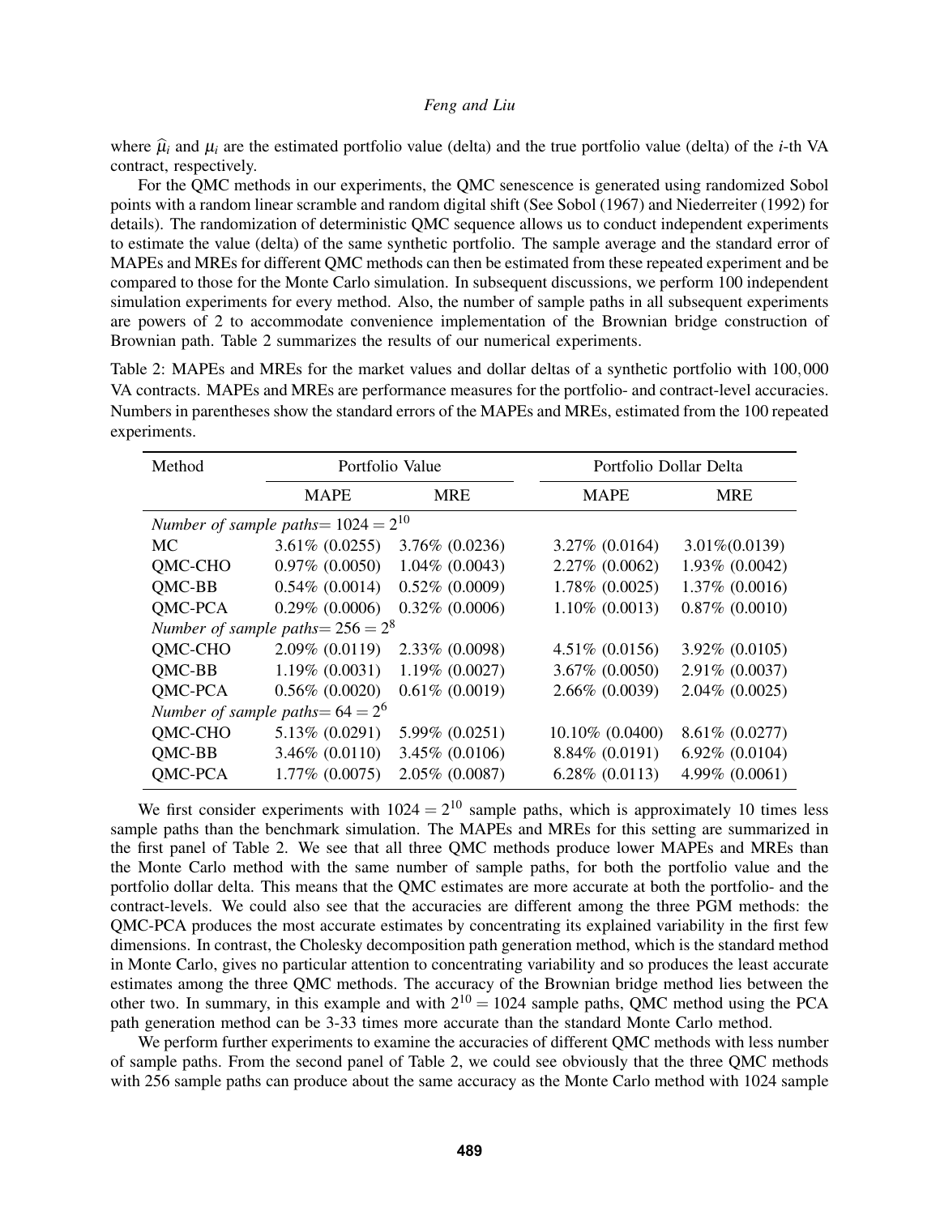where $\widehat{\mu}_i$ and $\mu_i$ are the estimated portfolio value (delta) and the true portfolio value (delta) of the $i$-th VA contract, respectively.

For the QMC methods in our experiments, the QMC senescence is generated using randomized Sobol points with a random linear scramble and random digital shift (See Sobol (1967) and Niederreiter (1992) for details). The randomization of deterministic QMC sequence allows us to conduct independent experiments to estimate the value (delta) of the same synthetic portfolio. The sample average and the standard error of MAPEs and MREs for different QMC methods can then be estimated from these repeated experiment and be compared to those for the Monte Carlo simulation. In subsequent discussions, we perform 100 independent simulation experiments for every method. Also, the number of sample paths in all subsequent experiments are powers of 2 to accommodate convenience implementation of the Brownian bridge construction of Brownian path. Table 2 summarizes the results of our numerical experiments.

Table 2: MAPEs and MREs for the market values and dollar deltas of a synthetic portfolio with 100,000 VA contracts. MAPEs and MREs are performance measures for the portfolio- and contract-level accuracies. Numbers in parentheses show the standard errors of the MAPEs and MREs, estimated from the 100 repeated experiments.

| Method | Portfolio Value | | Portfolio Dollar Delta | |
|---|---|---|---|---|
| | MAPE | MRE | MAPE | MRE |
| *Number of sample paths* $= 1024 = 2^{10}$ | | | | |
| MC | 3.61% (0.0255) | 3.76% (0.0236) | 3.27% (0.0164) | 3.01%(0.0139) |
| QMC-CHO | 0.97% (0.0050) | 1.04% (0.0043) | 2.27% (0.0062) | 1.93% (0.0042) |
| QMC-BB | 0.54% (0.0014) | 0.52% (0.0009) | 1.78% (0.0025) | 1.37% (0.0016) |
| QMC-PCA | 0.29% (0.0006) | 0.32% (0.0006) | 1.10% (0.0013) | 0.87% (0.0010) |
| *Number of sample paths* $= 256 = 2^8$ | | | | |
| QMC-CHO | 2.09% (0.0119) | 2.33% (0.0098) | 4.51% (0.0156) | 3.92% (0.0105) |
| QMC-BB | 1.19% (0.0031) | 1.19% (0.0027) | 3.67% (0.0050) | 2.91% (0.0037) |
| QMC-PCA | 0.56% (0.0020) | 0.61% (0.0019) | 2.66% (0.0039) | 2.04% (0.0025) |
| *Number of sample paths* $= 64 = 2^6$ | | | | |
| QMC-CHO | 5.13% (0.0291) | 5.99% (0.0251) | 10.10% (0.0400) | 8.61% (0.0277) |
| QMC-BB | 3.46% (0.0110) | 3.45% (0.0106) | 8.84% (0.0191) | 6.92% (0.0104) |
| QMC-PCA | 1.77% (0.0075) | 2.05% (0.0087) | 6.28% (0.0113) | 4.99% (0.0061) |

We first consider experiments with $1024 = 2^{10}$ sample paths, which is approximately 10 times less sample paths than the benchmark simulation. The MAPEs and MREs for this setting are summarized in the first panel of Table 2. We see that all three QMC methods produce lower MAPEs and MREs than the Monte Carlo method with the same number of sample paths, for both the portfolio value and the portfolio dollar delta. This means that the QMC estimates are more accurate at both the portfolio- and the contract-levels. We could also see that the accuracies are different among the three PGM methods: the QMC-PCA produces the most accurate estimates by concentrating its explained variability in the first few dimensions. In contrast, the Cholesky decomposition path generation method, which is the standard method in Monte Carlo, gives no particular attention to concentrating variability and so produces the least accurate estimates among the three QMC methods. The accuracy of the Brownian bridge method lies between the other two. In summary, in this example and with $2^{10} = 1024$ sample paths, QMC method using the PCA path generation method can be 3-33 times more accurate than the standard Monte Carlo method.

We perform further experiments to examine the accuracies of different QMC methods with less number of sample paths. From the second panel of Table 2, we could see obviously that the three QMC methods with 256 sample paths can produce about the same accuracy as the Monte Carlo method with 1024 sample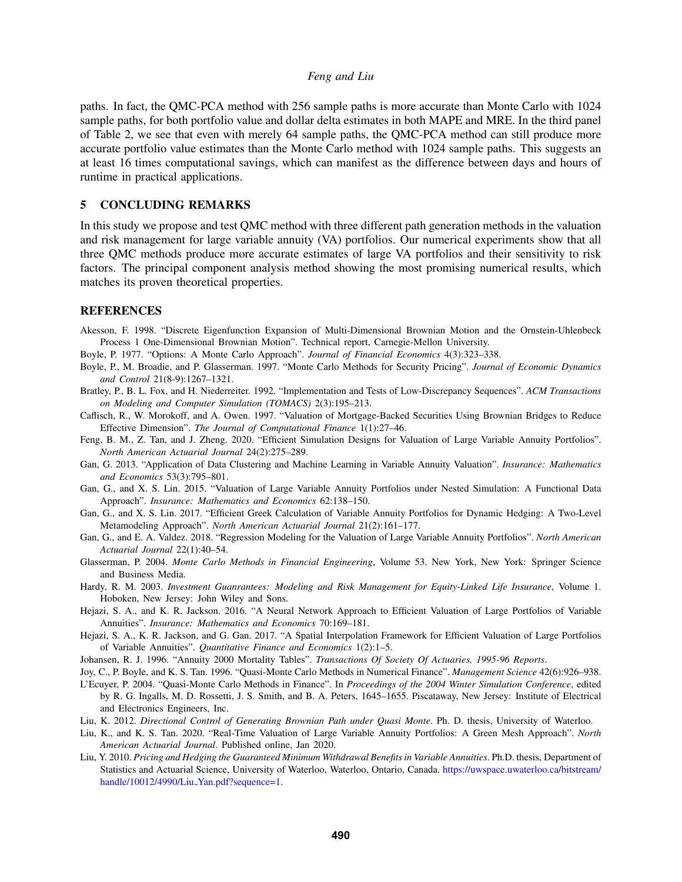paths. In fact, the QMC-PCA method with 256 sample paths is more accurate than Monte Carlo with 1024 sample paths, for both portfolio value and dollar delta estimates in both MAPE and MRE. In the third panel of Table 2, we see that even with merely 64 sample paths, the QMC-PCA method can still produce more accurate portfolio value estimates than the Monte Carlo method with 1024 sample paths. This suggests an at least 16 times computational savings, which can manifest as the difference between days and hours of runtime in practical applications.

## 5 CONCLUDING REMARKS

In this study we propose and test QMC method with three different path generation methods in the valuation and risk management for large variable annuity (VA) portfolios. Our numerical experiments show that all three QMC methods produce more accurate estimates of large VA portfolios and their sensitivity to risk factors. The principal component analysis method showing the most promising numerical results, which matches its proven theoretical properties.

## REFERENCES

Akesson, F. 1998. "Discrete Eigenfunction Expansion of Multi-Dimensional Brownian Motion and the Ornstein-Uhlenbeck Process 1 One-Dimensional Brownian Motion". Technical report, Carnegie-Mellon University.

Boyle, P. 1977. "Options: A Monte Carlo Approach". *Journal of Financial Economics* 4(3):323–338.

Boyle, P., M. Broadie, and P. Glasserman. 1997. "Monte Carlo Methods for Security Pricing". *Journal of Economic Dynamics and Control* 21(8-9):1267–1321.

Bratley, P., B. L. Fox, and H. Niederreiter. 1992. "Implementation and Tests of Low-Discrepancy Sequences". *ACM Transactions on Modeling and Computer Simulation (TOMACS)* 2(3):195–213.

Caflisch, R., W. Morokoff, and A. Owen. 1997. "Valuation of Mortgage-Backed Securities Using Brownian Bridges to Reduce Effective Dimension". *The Journal of Computational Finance* 1(1):27–46.

Feng, B. M., Z. Tan, and J. Zheng. 2020. "Efficient Simulation Designs for Valuation of Large Variable Annuity Portfolios". *North American Actuarial Journal* 24(2):275–289.

Gan, G. 2013. "Application of Data Clustering and Machine Learning in Variable Annuity Valuation". *Insurance: Mathematics and Economics* 53(3):795–801.

Gan, G., and X. S. Lin. 2015. "Valuation of Large Variable Annuity Portfolios under Nested Simulation: A Functional Data Approach". *Insurance: Mathematics and Economics* 62:138–150.

Gan, G., and X. S. Lin. 2017. "Efficient Greek Calculation of Variable Annuity Portfolios for Dynamic Hedging: A Two-Level Metamodeling Approach". *North American Actuarial Journal* 21(2):161–177.

Gan, G., and E. A. Valdez. 2018. "Regression Modeling for the Valuation of Large Variable Annuity Portfolios". *North American Actuarial Journal* 22(1):40–54.

Glasserman, P. 2004. *Monte Carlo Methods in Financial Engineering*, Volume 53. New York, New York: Springer Science and Business Media.

Hardy, R. M. 2003. *Investment Guanrantees: Modeling and Risk Management for Equity-Linked Life Insurance*, Volume 1. Hoboken, New Jersey: John Wiley and Sons.

Hejazi, S. A., and K. R. Jackson. 2016. "A Neural Network Approach to Efficient Valuation of Large Portfolios of Variable Annuities". *Insurance: Mathematics and Economics* 70:169–181.

Hejazi, S. A., K. R. Jackson, and G. Gan. 2017. "A Spatial Interpolation Framework for Efficient Valuation of Large Portfolios of Variable Annuities". *Quantitative Finance and Economics* 1(2):1–5.

Johansen, R. J. 1996. "Annuity 2000 Mortality Tables". *Transactions Of Society Of Actuaries, 1995-96 Reports*.

Joy, C., P. Boyle, and K. S. Tan. 1996. "Quasi-Monte Carlo Methods in Numerical Finance". *Management Science* 42(6):926–938.

L'Ecuyer, P. 2004. "Quasi-Monte Carlo Methods in Finance". In *Proceedings of the 2004 Winter Simulation Conference*, edited by R. G. Ingalls, M. D. Rossetti, J. S. Smith, and B. A. Peters, 1645–1655. Piscataway, New Jersey: Institute of Electrical and Electronics Engineers, Inc.

Liu, K. 2012. *Directional Control of Generating Brownian Path under Quasi Monte*. Ph. D. thesis, University of Waterloo.

Liu, K., and K. S. Tan. 2020. "Real-Time Valuation of Large Variable Annuity Portfolios: A Green Mesh Approach". *North American Actuarial Journal*. Published online, Jan 2020.

Liu, Y. 2010. *Pricing and Hedging the Guaranteed Minimum Withdrawal Benefits in Variable Annuities*. Ph.D. thesis, Department of Statistics and Actuarial Science, University of Waterloo, Waterloo, Ontario, Canada. https://uwspace.uwaterloo.ca/bitstream/handle/10012/4990/Liu_Yan.pdf?sequence=1.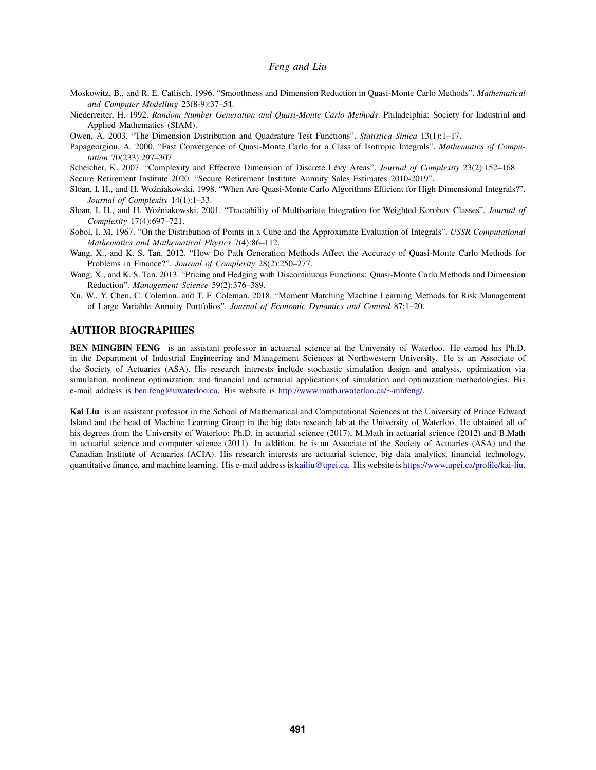Moskowitz, B., and R. E. Caflisch. 1996. "Smoothness and Dimension Reduction in Quasi-Monte Carlo Methods". *Mathematical and Computer Modelling* 23(8-9):37–54.

Niederreiter, H. 1992. *Random Number Generation and Quasi-Monte Carlo Methods*. Philadelphia: Society for Industrial and Applied Mathematics (SIAM).

Owen, A. 2003. "The Dimension Distribution and Quadrature Test Functions". *Statistica Sinica* 13(1):1–17.

Papageorgiou, A. 2000. "Fast Convergence of Quasi-Monte Carlo for a Class of Isotropic Integrals". *Mathematics of Computation* 70(233):297–307.

Scheicher, K. 2007. "Complexity and Effective Dimension of Discrete Lévy Areas". *Journal of Complexity* 23(2):152–168.

Secure Retirement Institute 2020. "Secure Retirement Institute Annuity Sales Estimates 2010-2019".

Sloan, I. H., and H. Woźniakowski. 1998. "When Are Quasi-Monte Carlo Algorithms Efficient for High Dimensional Integrals?". *Journal of Complexity* 14(1):1–33.

Sloan, I. H., and H. Woźniakowski. 2001. "Tractability of Multivariate Integration for Weighted Korobov Classes". *Journal of Complexity* 17(4):697–721.

Sobol, I. M. 1967. "On the Distribution of Points in a Cube and the Approximate Evaluation of Integrals". *USSR Computational Mathematics and Mathematical Physics* 7(4):86–112.

Wang, X., and K. S. Tan. 2012. "How Do Path Generation Methods Affect the Accuracy of Quasi-Monte Carlo Methods for Problems in Finance?". *Journal of Complexity* 28(2):250–277.

Wang, X., and K. S. Tan. 2013. "Pricing and Hedging with Discontinuous Functions: Quasi-Monte Carlo Methods and Dimension Reduction". *Management Science* 59(2):376–389.

Xu, W., Y. Chen, C. Coleman, and T. F. Coleman. 2018. "Moment Matching Machine Learning Methods for Risk Management of Large Variable Annuity Portfolios". *Journal of Economic Dynamics and Control* 87:1–20.

## AUTHOR BIOGRAPHIES

**BEN MINGBIN FENG** is an assistant professor in actuarial science at the University of Waterloo. He earned his Ph.D. in the Department of Industrial Engineering and Management Sciences at Northwestern University. He is an Associate of the Society of Actuaries (ASA). His research interests include stochastic simulation design and analysis, optimization via simulation, nonlinear optimization, and financial and actuarial applications of simulation and optimization methodologies. His e-mail address is ben.feng@uwaterloo.ca. His website is http://www.math.uwaterloo.ca/∼mbfeng/.

**Kai Liu** is an assistant professor in the School of Mathematical and Computational Sciences at the University of Prince Edward Island and the head of Machine Learning Group in the big data research lab at the University of Waterloo. He obtained all of his degrees from the University of Waterloo: Ph.D. in actuarial science (2017), M.Math in actuarial science (2012) and B.Math in actuarial science and computer science (2011). In addition, he is an Associate of the Society of Actuaries (ASA) and the Canadian Institute of Actuaries (ACIA). His research interests are actuarial science, big data analytics, financial technology, quantitative finance, and machine learning. His e-mail address is kailiu@upei.ca. His website is https://www.upei.ca/profile/kai-liu.